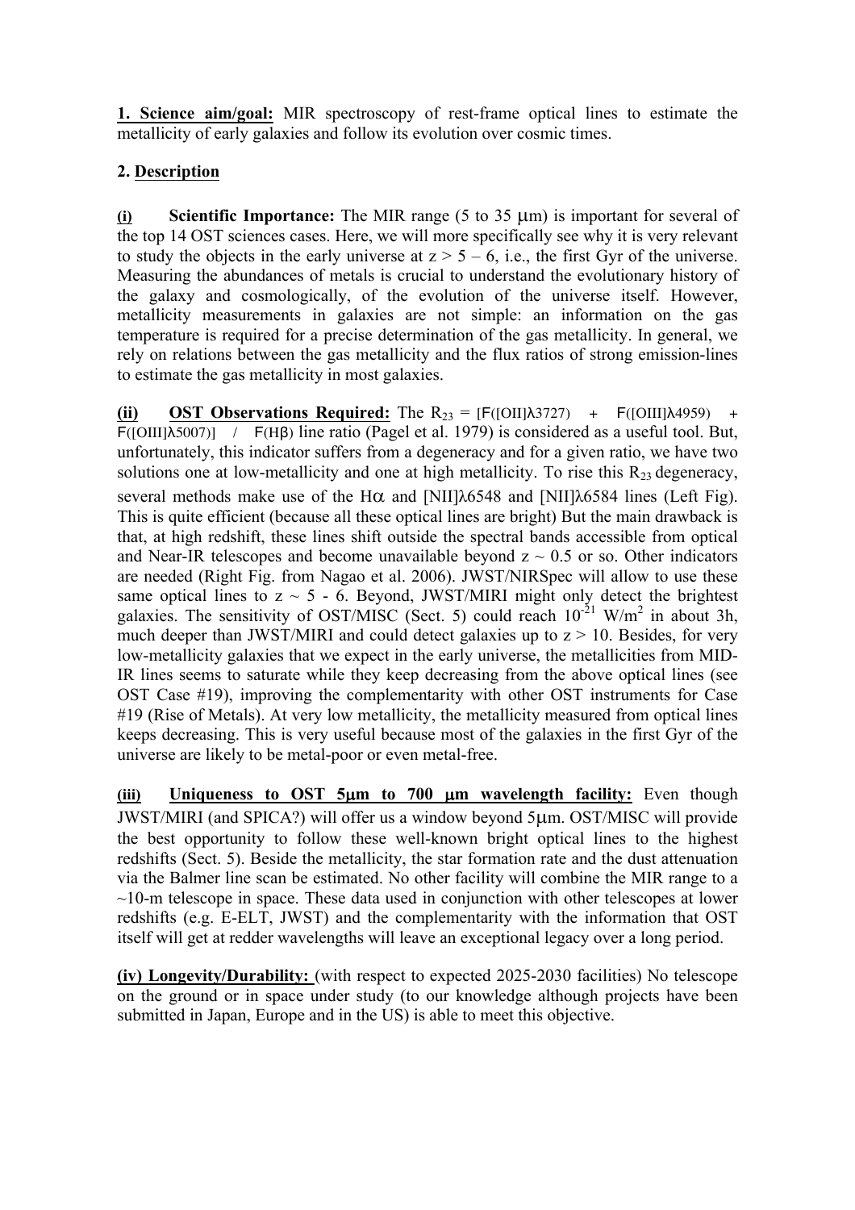**1. Science aim/goal:** MIR spectroscopy of rest-frame optical lines to estimate the metallicity of early galaxies and follow its evolution over cosmic times.

**2. Description**

**(i) Scientific Importance:** The MIR range (5 to 35 μm) is important for several of the top 14 OST sciences cases. Here, we will more specifically see why it is very relevant to study the objects in the early universe at z > 5 – 6, i.e., the first Gyr of the universe. Measuring the abundances of metals is crucial to understand the evolutionary history of the galaxy and cosmologically, of the evolution of the universe itself. However, metallicity measurements in galaxies are not simple: an information on the gas temperature is required for a precise determination of the gas metallicity. In general, we rely on relations between the gas metallicity and the flux ratios of strong emission-lines to estimate the gas metallicity in most galaxies.

**(ii) OST Observations Required:** The $R_{23}$ = [F([OII]λ3727) + F([OIII]λ4959) + F([OIII]λ5007)] / F(Hβ) line ratio (Pagel et al. 1979) is considered as a useful tool. But, unfortunately, this indicator suffers from a degeneracy and for a given ratio, we have two solutions one at low-metallicity and one at high metallicity. To rise this $R_{23}$ degeneracy, several methods make use of the Hα and [NII]λ6548 and [NII]λ6584 lines (Left Fig). This is quite efficient (because all these optical lines are bright) But the main drawback is that, at high redshift, these lines shift outside the spectral bands accessible from optical and Near-IR telescopes and become unavailable beyond z ~ 0.5 or so. Other indicators are needed (Right Fig. from Nagao et al. 2006). JWST/NIRSpec will allow to use these same optical lines to z ~ 5 - 6. Beyond, JWST/MIRI might only detect the brightest galaxies. The sensitivity of OST/MISC (Sect. 5) could reach $10^{-21}$ W/m$^2$ in about 3h, much deeper than JWST/MIRI and could detect galaxies up to z > 10. Besides, for very low-metallicity galaxies that we expect in the early universe, the metallicities from MID-IR lines seems to saturate while they keep decreasing from the above optical lines (see OST Case #19), improving the complementarity with other OST instruments for Case #19 (Rise of Metals). At very low metallicity, the metallicity measured from optical lines keeps decreasing. This is very useful because most of the galaxies in the first Gyr of the universe are likely to be metal-poor or even metal-free.

**(iii) Uniqueness to OST 5μm to 700 μm wavelength facility:** Even though JWST/MIRI (and SPICA?) will offer us a window beyond 5μm. OST/MISC will provide the best opportunity to follow these well-known bright optical lines to the highest redshifts (Sect. 5). Beside the metallicity, the star formation rate and the dust attenuation via the Balmer line scan be estimated. No other facility will combine the MIR range to a ~10-m telescope in space. These data used in conjunction with other telescopes at lower redshifts (e.g. E-ELT, JWST) and the complementarity with the information that OST itself will get at redder wavelengths will leave an exceptional legacy over a long period.

**(iv) Longevity/Durability:** (with respect to expected 2025-2030 facilities) No telescope on the ground or in space under study (to our knowledge although projects have been submitted in Japan, Europe and in the US) is able to meet this objective.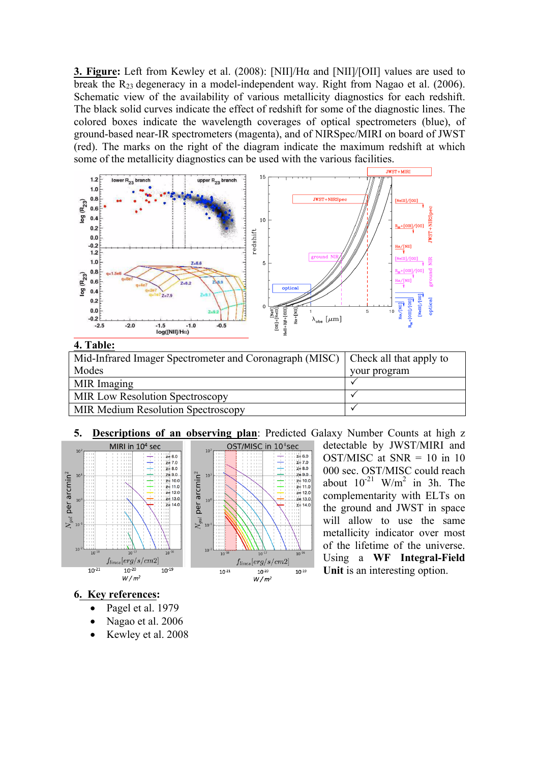**3. Figure:** Left from Kewley et al. (2008): [NII]/Hα and [NII]/[OII] values are used to break the $R_{23}$ degeneracy in a model-independent way. Right from Nagao et al. (2006). Schematic view of the availability of various metallicity diagnostics for each redshift. The black solid curves indicate the effect of redshift for some of the diagnostic lines. The colored boxes indicate the wavelength coverages of optical spectrometers (blue), of ground-based near-IR spectrometers (magenta), and of NIRSpec/MIRI on board of JWST (red). The marks on the right of the diagram indicate the maximum redshift at which some of the metallicity diagnostics can be used with the various facilities.

lower $R_{23}$ branch
upper $R_{23}$ branch
log ($R_{23}$)
q=1.5e8
q=8e7
q=4e7
q=2e7
q=1e7
Z=7.9
Z=8.2
Z=8.6
Z=8.9
Z=9.1
Z=9.2
log([NII]/Hα)

JWST+MIRI
JWST+NIRSpec
ground NIR
optical
redshift
$\lambda_{obs}$ [$\mu$m]
[NeIII]/[OII]
$R_{23}$+[OIII]/[OII]
Hα/[NII]

## 4. Table:

| Mid-Infrared Imager Spectrometer and Coronagraph (MISC) Modes | Check all that apply to your program |
|---|---|
| MIR Imaging | ✓ |
| MIR Low Resolution Spectroscopy | ✓ |
| MIR Medium Resolution Spectroscopy | ✓ |

## 5. Descriptions of an observing plan: Predicted Galaxy Number Counts at high z

MIRI in $10^4$ sec
OST/MISC in $10^4$sec
$N_{gal}$ per arcmin$^2$
$f_{lines}$[erg/s/cm2]
z= 6.0, z= 7.0, z= 8.0, z= 9.0, z= 10.0, z= 11.0, z= 12.0, z= 13.0, z= 14.0
$10^{-21}$ $10^{-20}$ $10^{-19}$ W/m$^2$

detectable by JWST/MIRI and OST/MISC at SNR = 10 in 10 000 sec. OST/MISC could reach about $10^{-21}$ W/m$^2$ in 3h. The complementarity with ELTs on the ground and JWST in space will allow to use the same metallicity indicator over most of the lifetime of the universe. Using a **WF Integral-Field Unit** is an interesting option.

## 6. Key references:

- Pagel et al. 1979
- Nagao et al. 2006
- Kewley et al. 2008